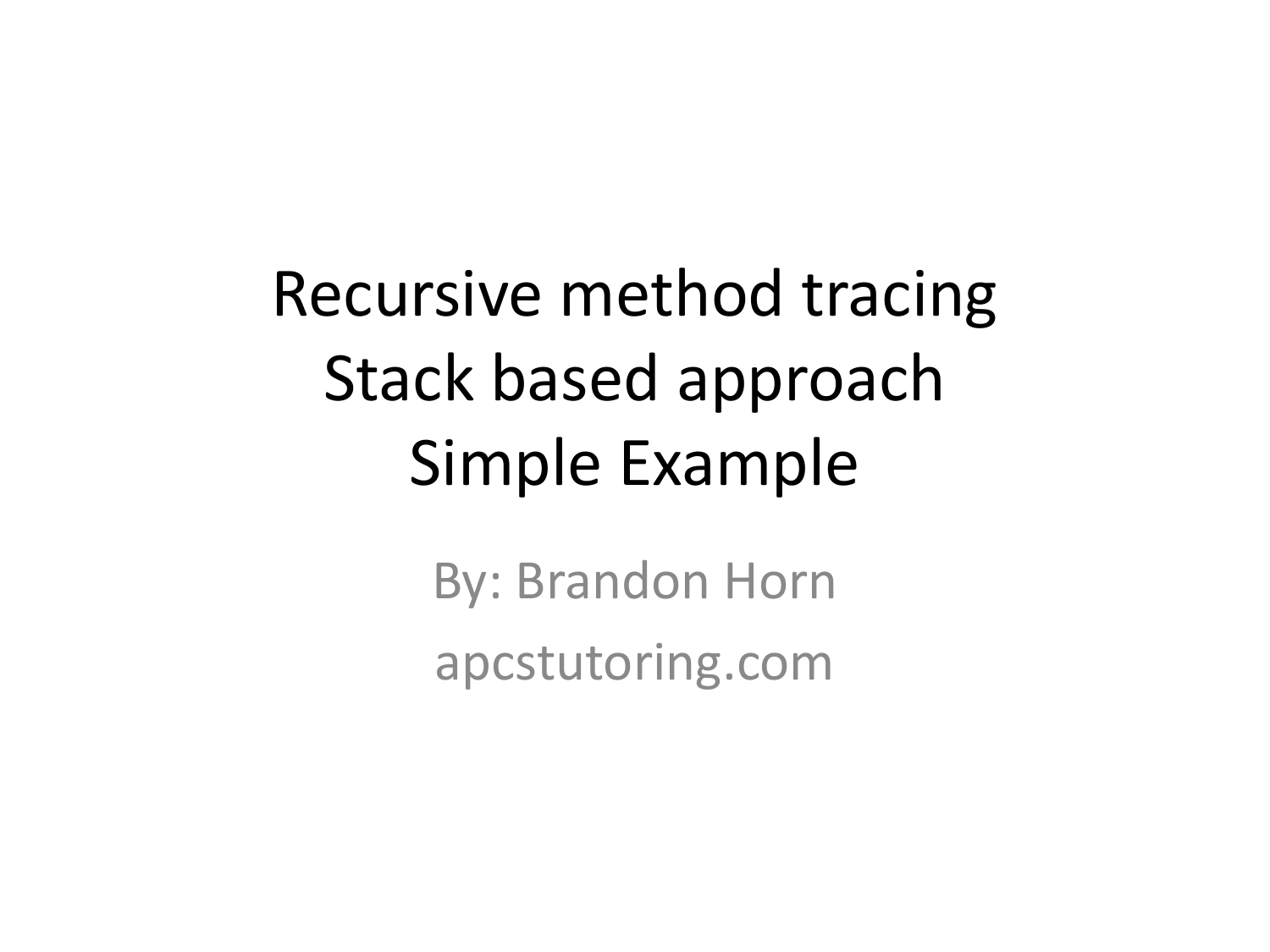# Recursive method tracing
# Stack based approach
# Simple Example

By: Brandon Horn

apcstutoring.com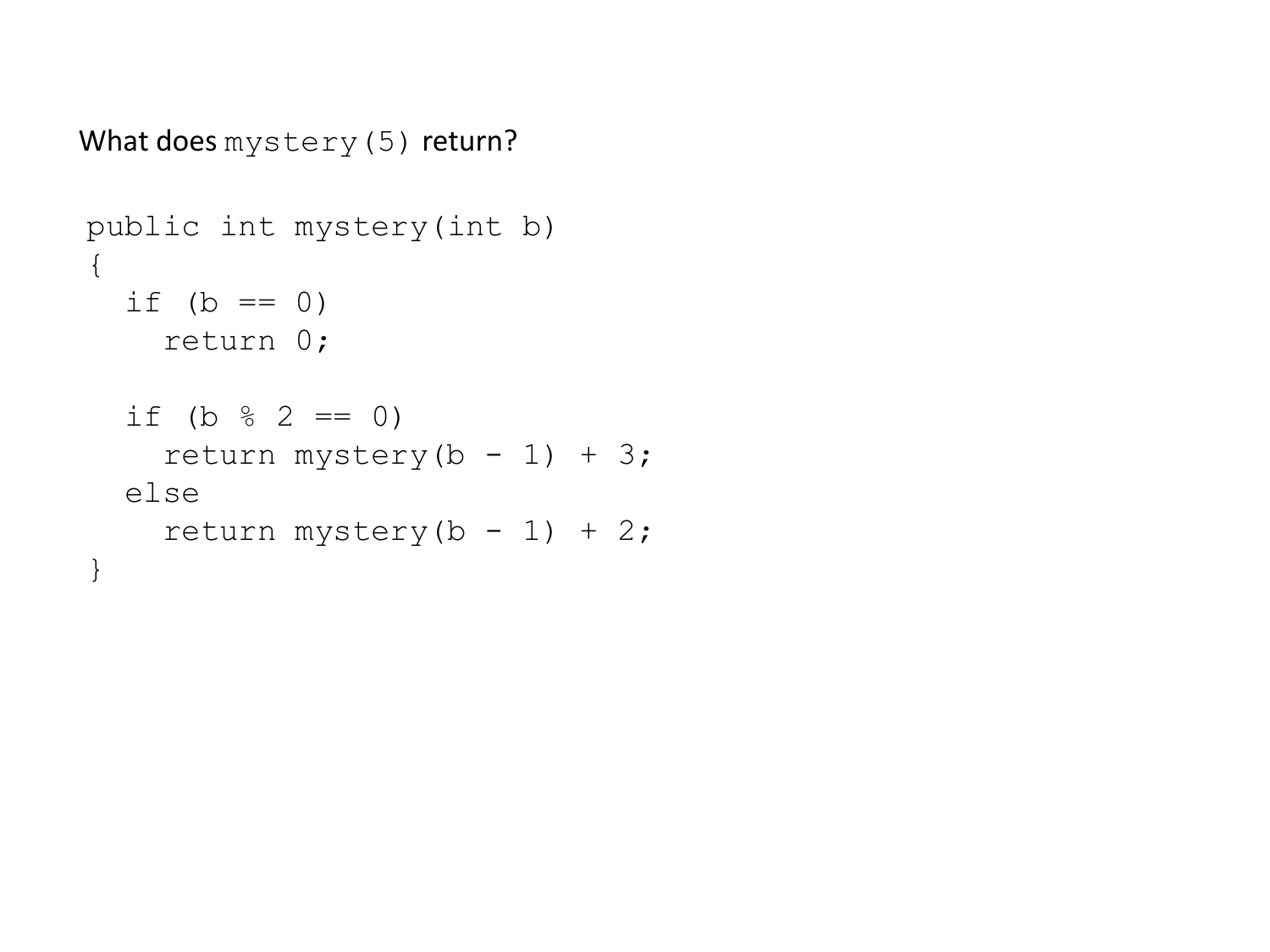What does `mystery(5)` return?

```
public int mystery(int b)
{
  if (b == 0)
    return 0;

  if (b % 2 == 0)
    return mystery(b - 1) + 3;
  else
    return mystery(b - 1) + 2;
}
```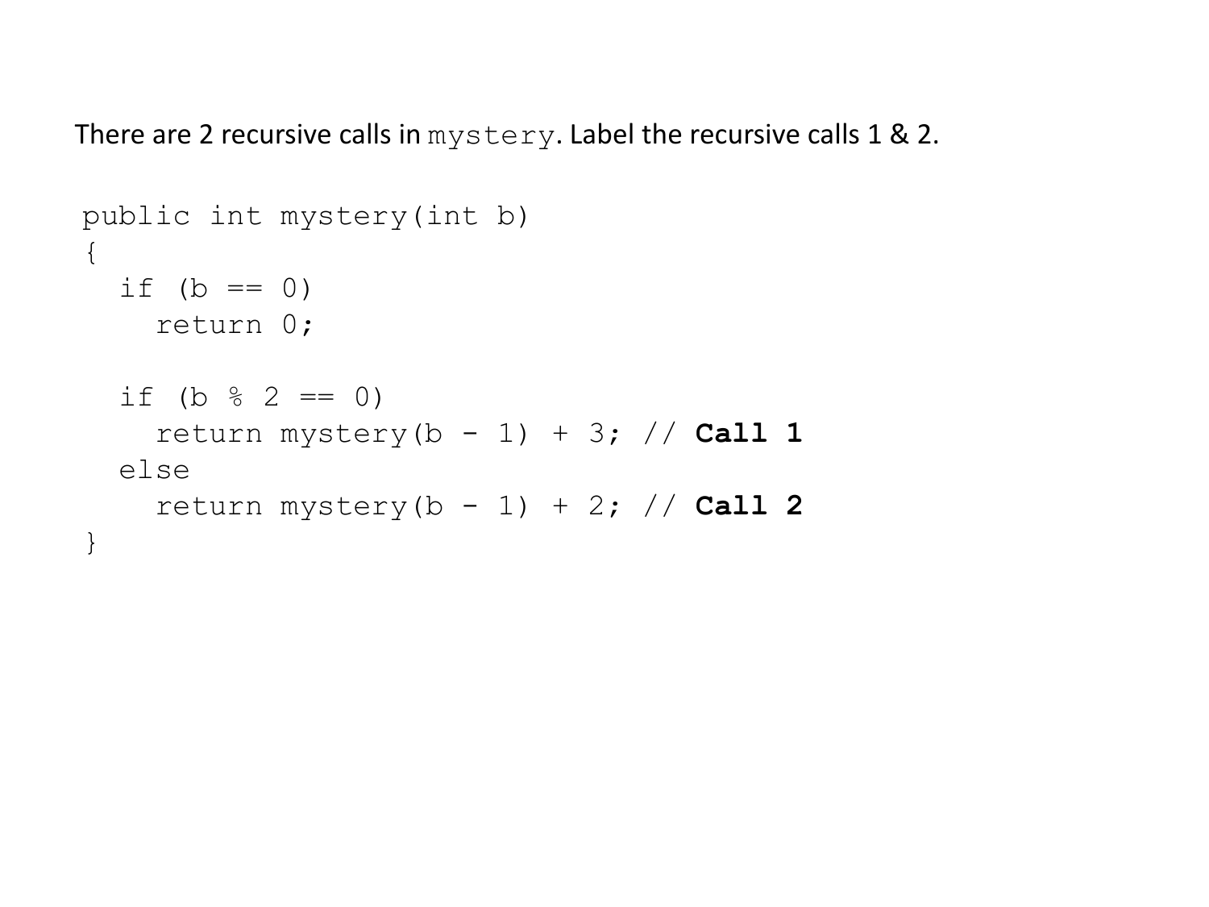There are 2 recursive calls in `mystery`. Label the recursive calls 1 & 2.

```
public int mystery(int b)
{
  if (b == 0)
    return 0;

  if (b % 2 == 0)
    return mystery(b - 1) + 3; // Call 1
  else
    return mystery(b - 1) + 2; // Call 2
}
```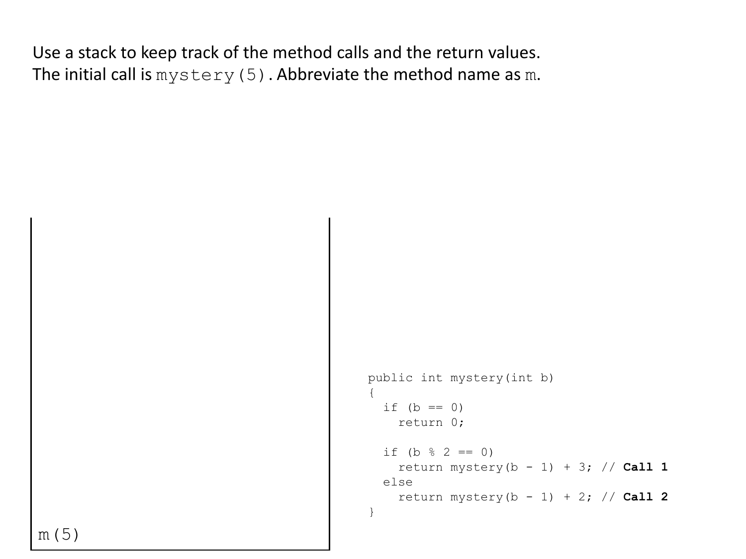Use a stack to keep track of the method calls and the return values.
The initial call is `mystery(5)`. Abbreviate the method name as `m`.

`m(5)`

```
public int mystery(int b)
{
  if (b == 0)
    return 0;

  if (b % 2 == 0)
    return mystery(b - 1) + 3; // Call 1
  else
    return mystery(b - 1) + 2; // Call 2
}
```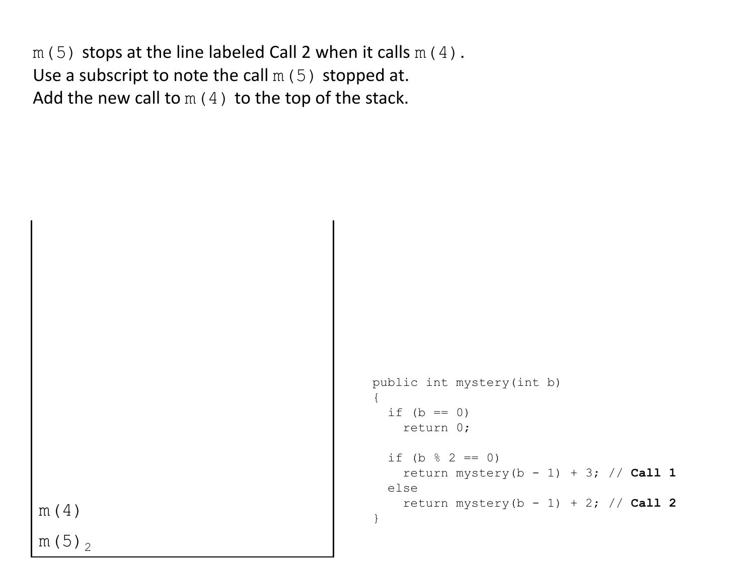m(5) stops at the line labeled Call 2 when it calls m(4).
Use a subscript to note the call m(5) stopped at.
Add the new call to m(4) to the top of the stack.

m(4)

m(5)$_2$

```
public int mystery(int b)
{
  if (b == 0)
    return 0;

  if (b % 2 == 0)
    return mystery(b - 1) + 3; // Call 1
  else
    return mystery(b - 1) + 2; // Call 2
}
```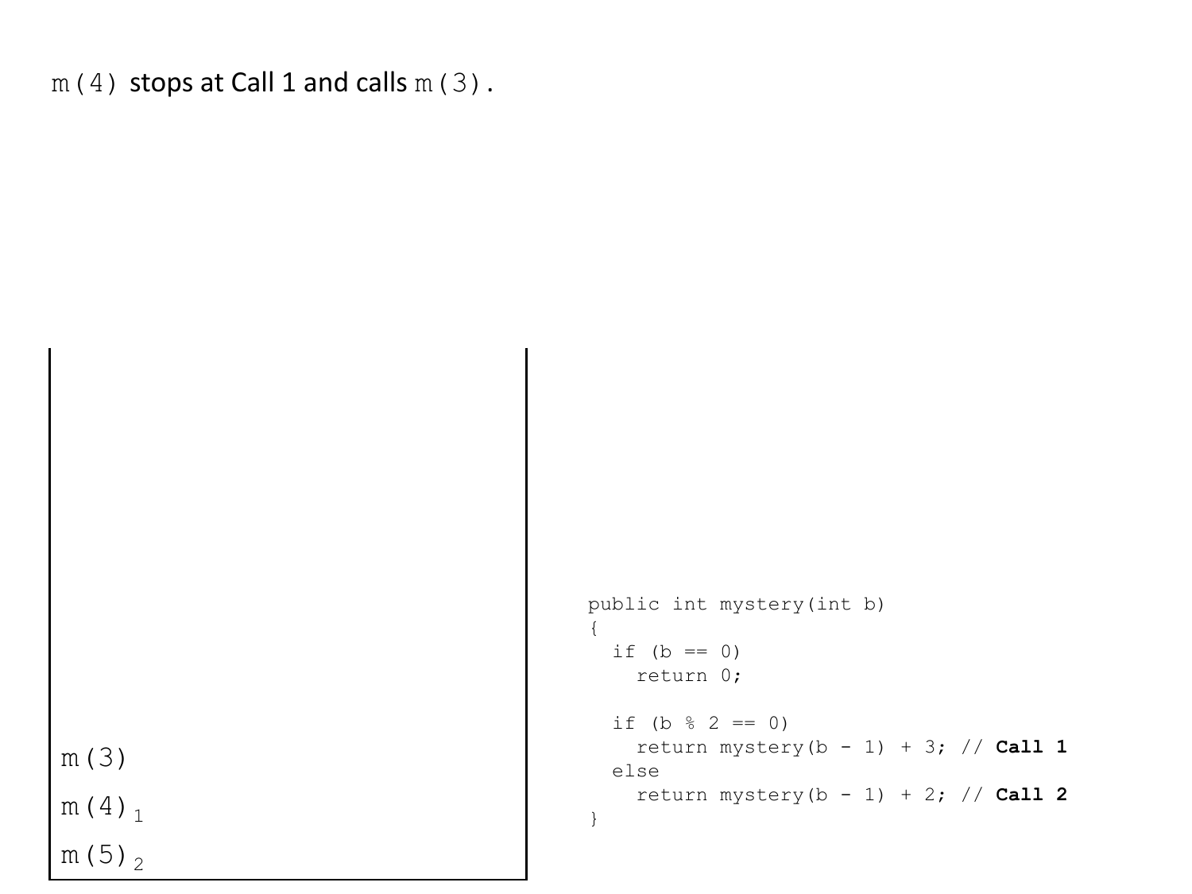`m(4)` stops at Call 1 and calls `m(3)`.

```
m(3)
m(4) 1
m(5) 2
```

```
public int mystery(int b)
{
  if (b == 0)
    return 0;

  if (b % 2 == 0)
    return mystery(b - 1) + 3; // Call 1
  else
    return mystery(b - 1) + 2; // Call 2
}
```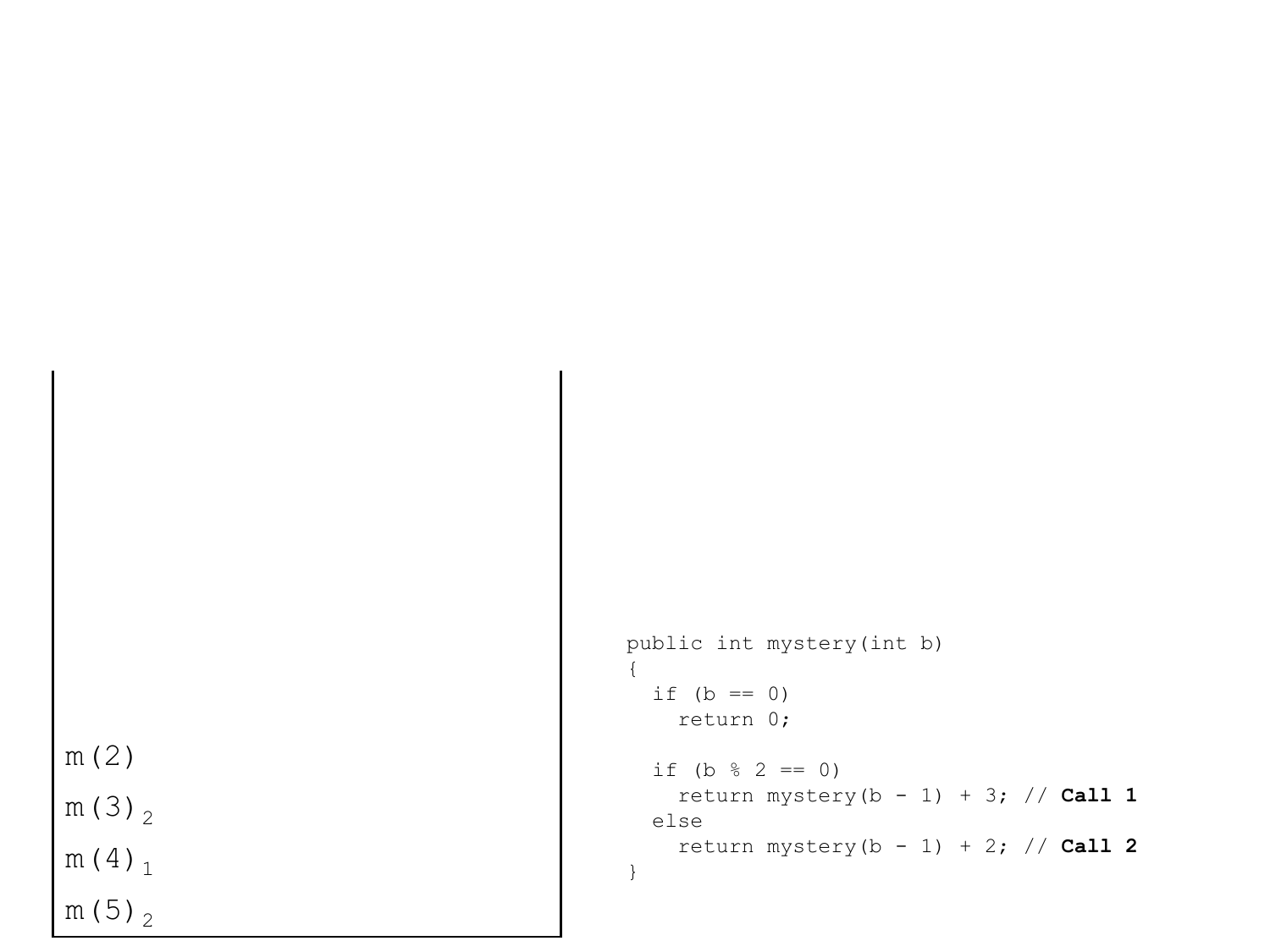m(2)

$m(3)_2$

$m(4)_1$

$m(5)_2$

```
public int mystery(int b)
{
  if (b == 0)
    return 0;

  if (b % 2 == 0)
    return mystery(b - 1) + 3; // Call 1
  else
    return mystery(b - 1) + 2; // Call 2
}
```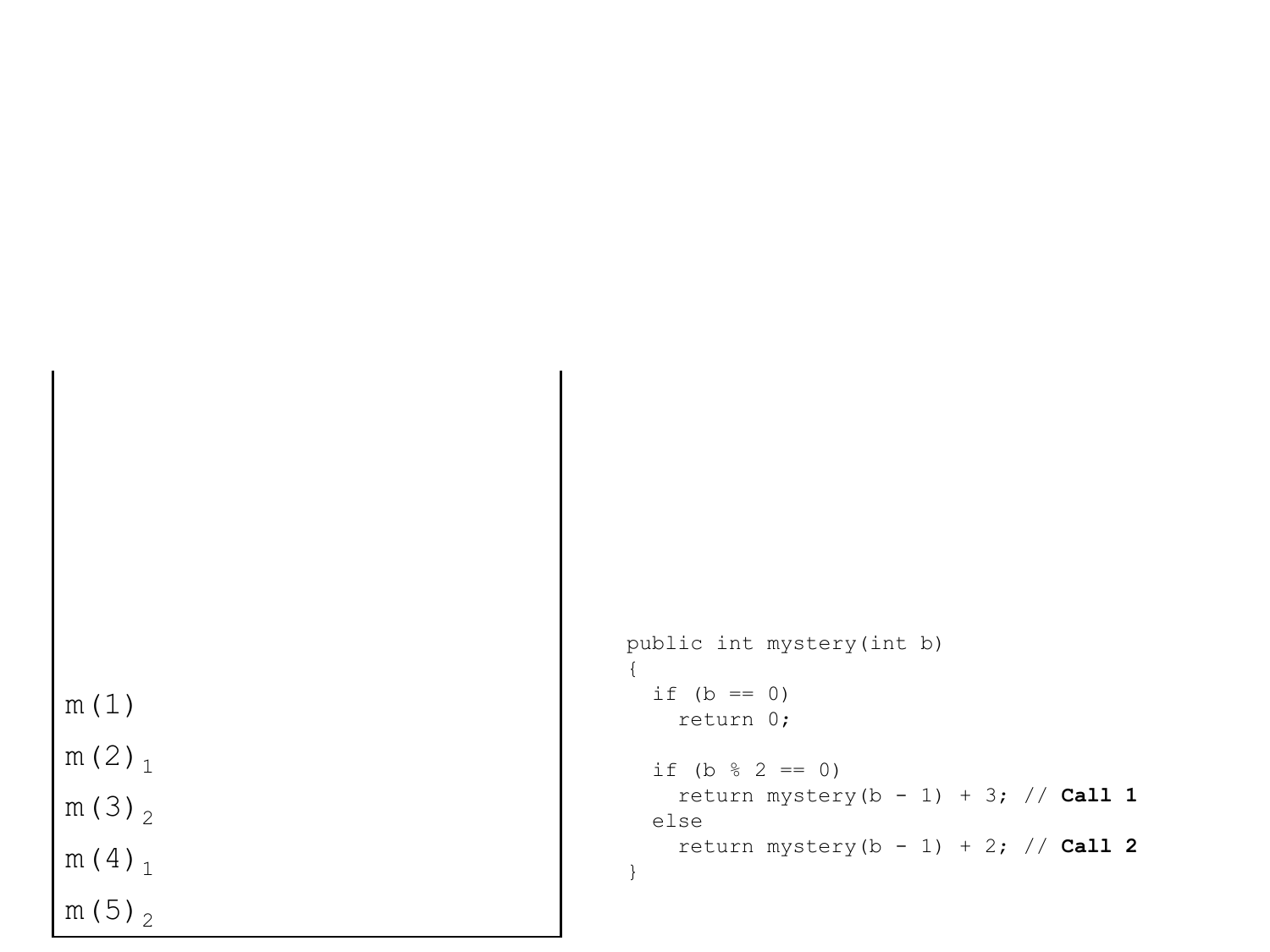m(1)

m(2) $_1$

m(3) $_2$

m(4) $_1$

m(5) $_2$

```
public int mystery(int b)
{
  if (b == 0)
    return 0;

  if (b % 2 == 0)
    return mystery(b - 1) + 3; // Call 1
  else
    return mystery(b - 1) + 2; // Call 2
}
```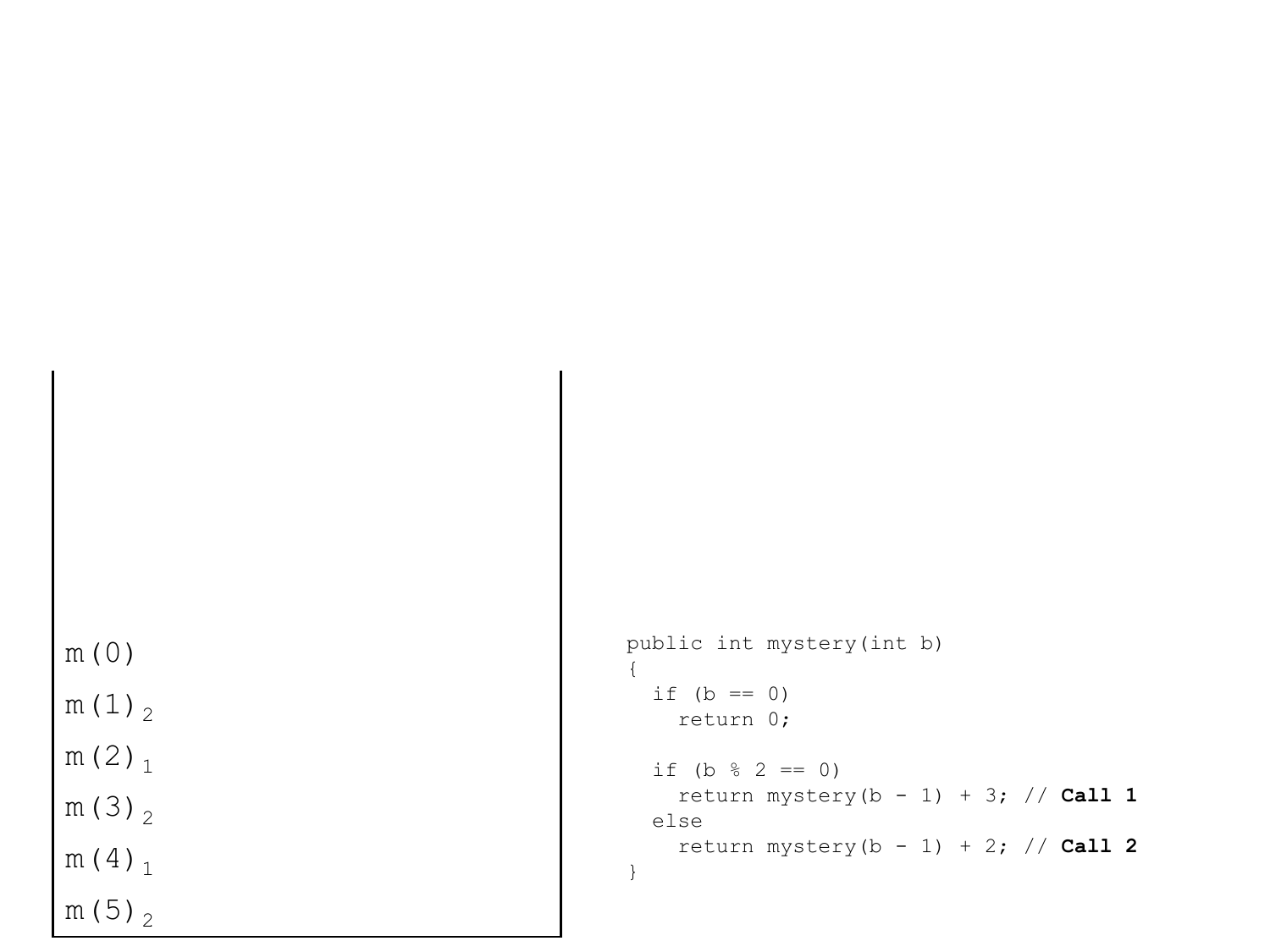m(0)

m(1) $_2$

m(2) $_1$

m(3) $_2$

m(4) $_1$

m(5) $_2$

```
public int mystery(int b)
{
  if (b == 0)
    return 0;

  if (b % 2 == 0)
    return mystery(b - 1) + 3; // Call 1
  else
    return mystery(b - 1) + 2; // Call 2
}
```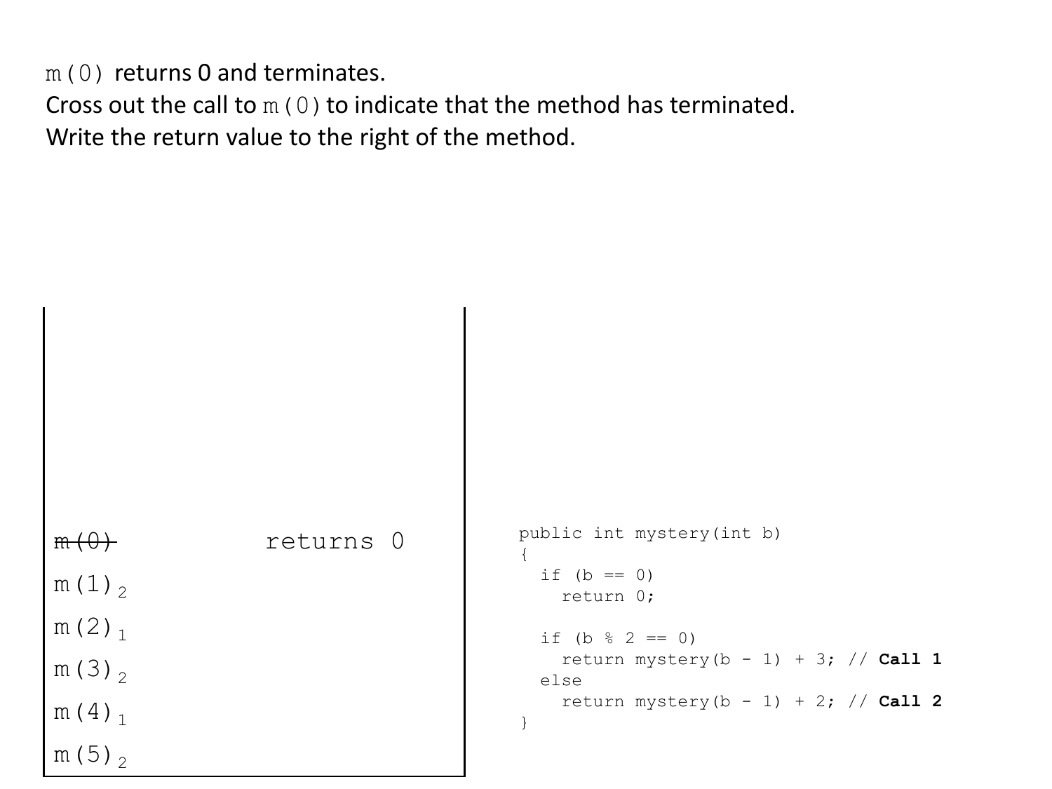m(0) returns 0 and terminates.
Cross out the call to m(0) to indicate that the method has terminated.
Write the return value to the right of the method.

| | |
|---|---|
| ~~m(0)~~ | returns 0 |
| m(1) $_2$ | |
| m(2) $_1$ | |
| m(3) $_2$ | |
| m(4) $_1$ | |
| m(5) $_2$ | |

```
public int mystery(int b)
{
  if (b == 0)
    return 0;

  if (b % 2 == 0)
    return mystery(b - 1) + 3; // Call 1
  else
    return mystery(b - 1) + 2; // Call 2
}
```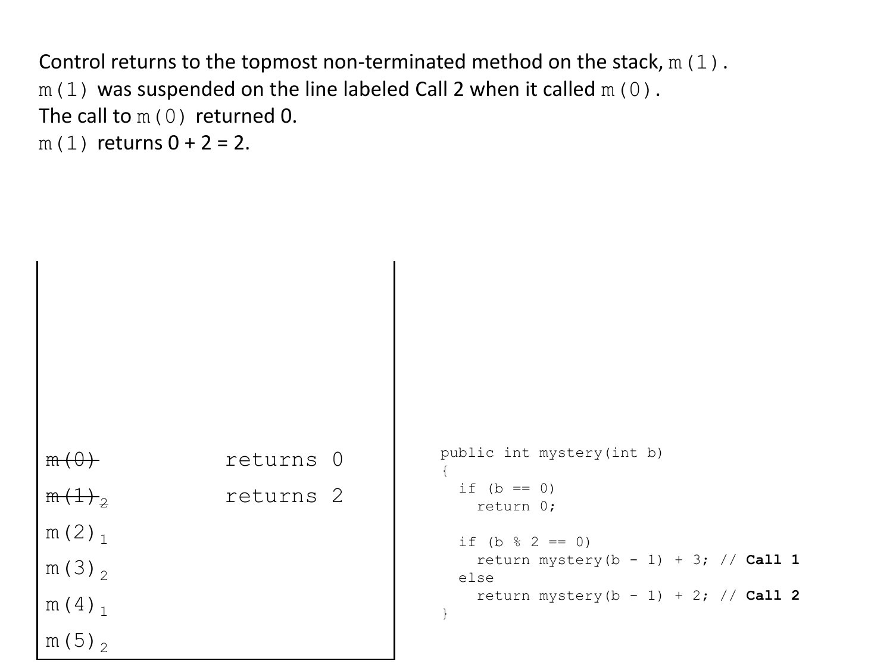Control returns to the topmost non-terminated method on the stack, `m(1)`.
`m(1)` was suspended on the line labeled Call 2 when it called `m(0)`.
The call to `m(0)` returned 0.
`m(1)` returns 0 + 2 = 2.

| Stack | |
|---|---|
| ~~m(0)~~ | returns 0 |
| ~~m(1)~~ ~~2~~ | returns 2 |
| m(2) 1 | |
| m(3) 2 | |
| m(4) 1 | |
| m(5) 2 | |

```
public int mystery(int b)
{
  if (b == 0)
    return 0;

  if (b % 2 == 0)
    return mystery(b - 1) + 3; // Call 1
  else
    return mystery(b - 1) + 2; // Call 2
}
```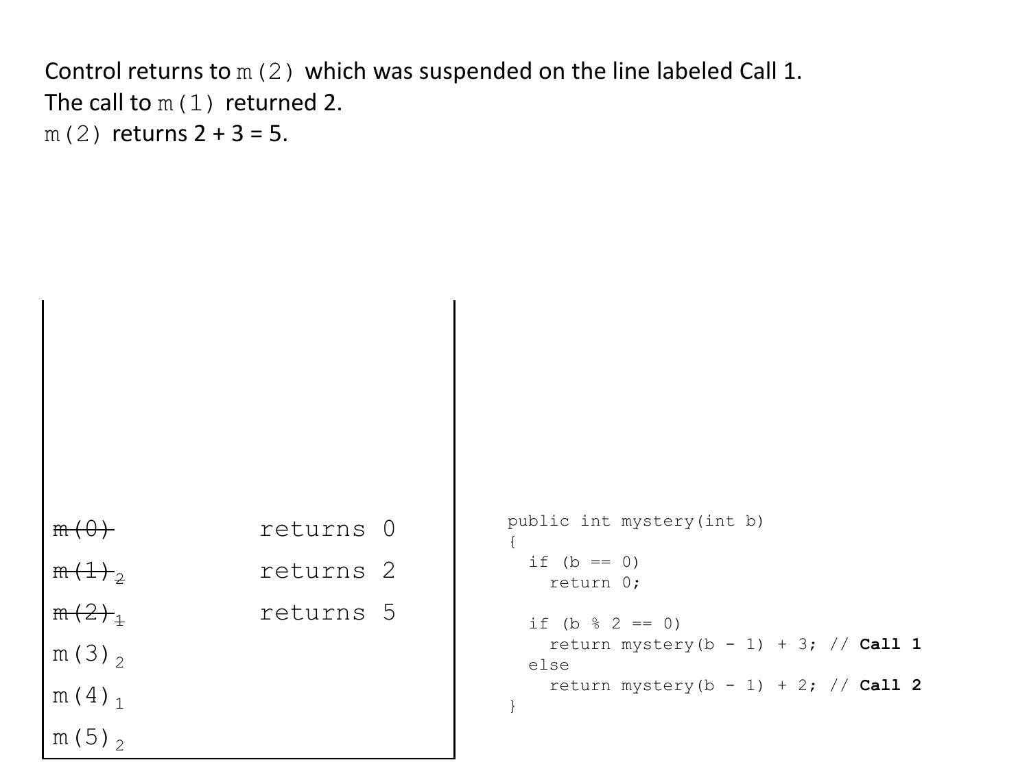Control returns to `m(2)` which was suspended on the line labeled Call 1.
The call to `m(1)` returned 2.
`m(2)` returns 2 + 3 = 5.

| Stack | |
|---|---|
| ~~m(0)~~ | returns 0 |
| ~~m(1)~~ ~~2~~ | returns 2 |
| ~~m(2)~~ ~~1~~ | returns 5 |
| m(3) 2 | |
| m(4) 1 | |
| m(5) 2 | |

```
public int mystery(int b)
{
  if (b == 0)
    return 0;

  if (b % 2 == 0)
    return mystery(b - 1) + 3; // Call 1
  else
    return mystery(b - 1) + 2; // Call 2
}
```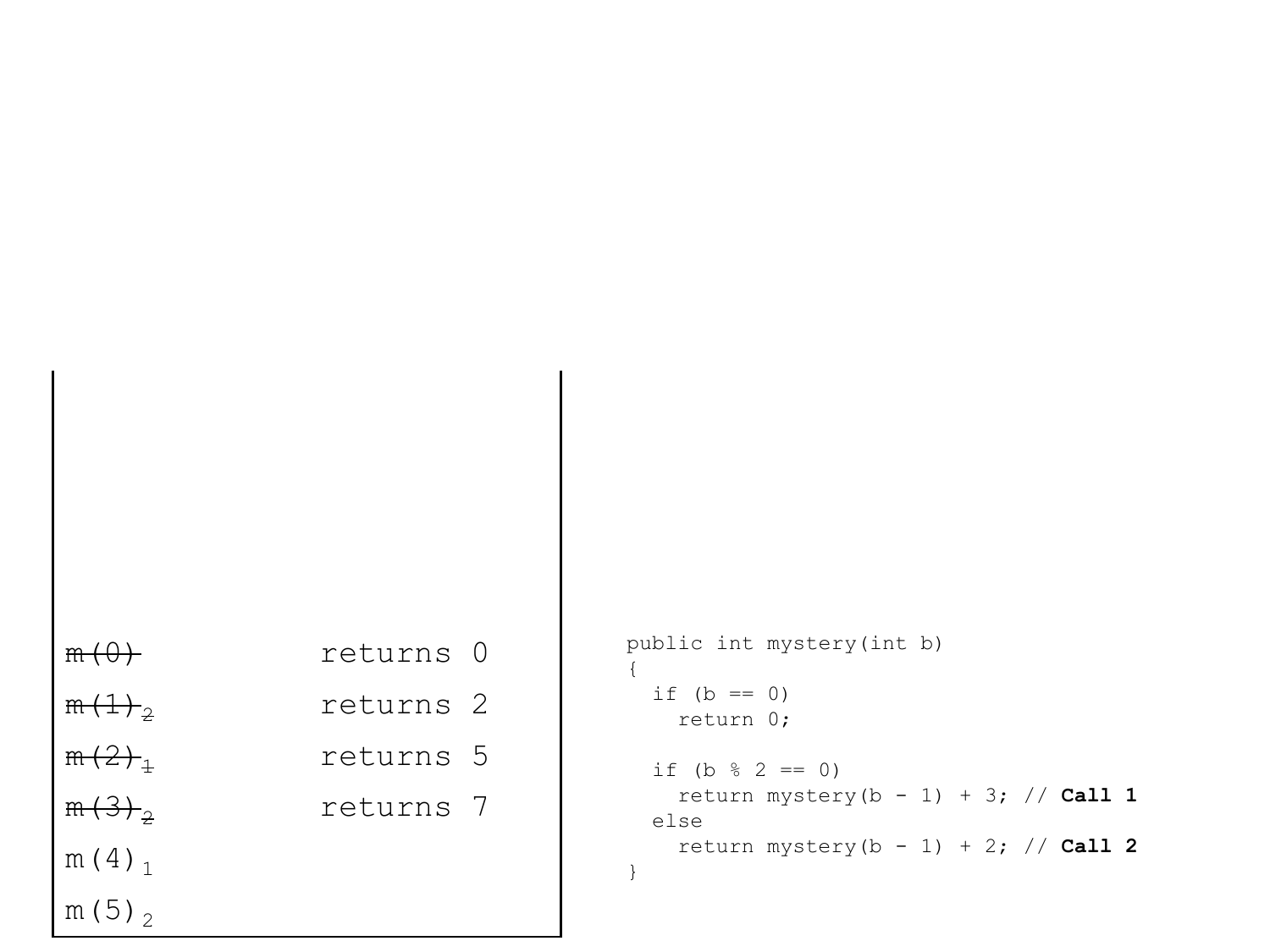| | |
|---|---|
| ~~m(0)~~ | returns 0 |
| ~~m(1)~~ ~~2~~ | returns 2 |
| ~~m(2)~~ ~~1~~ | returns 5 |
| ~~m(3)~~ ~~2~~ | returns 7 |
| m(4) 1 | |
| m(5) 2 | |

```
public int mystery(int b)
{
  if (b == 0)
    return 0;

  if (b % 2 == 0)
    return mystery(b - 1) + 3; // Call 1
  else
    return mystery(b - 1) + 2; // Call 2
}
```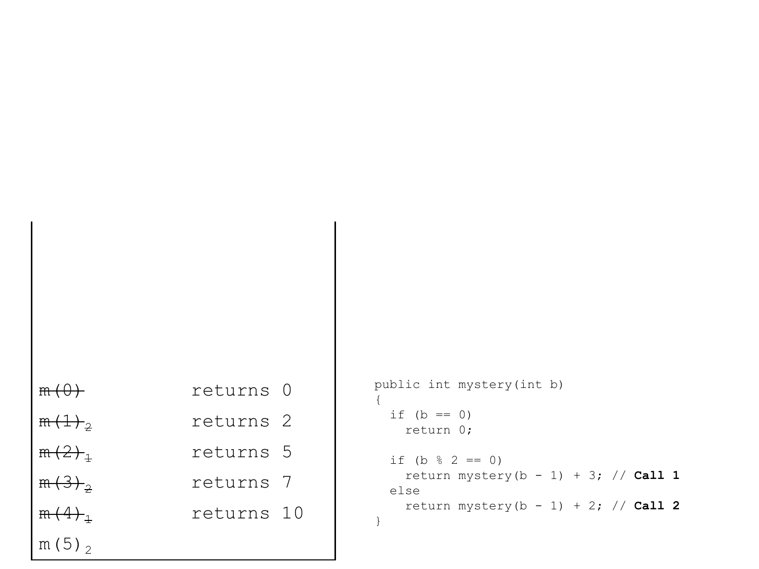| Call stack | |
|---|---|
| ~~m(0)~~ | returns 0 |
| ~~m(1)~~ ~~2~~ | returns 2 |
| ~~m(2)~~ ~~1~~ | returns 5 |
| ~~m(3)~~ ~~2~~ | returns 7 |
| ~~m(4)~~ ~~1~~ | returns 10 |
| m(5) 2 | |

```
public int mystery(int b)
{
  if (b == 0)
    return 0;

  if (b % 2 == 0)
    return mystery(b - 1) + 3; // Call 1
  else
    return mystery(b - 1) + 2; // Call 2
}
```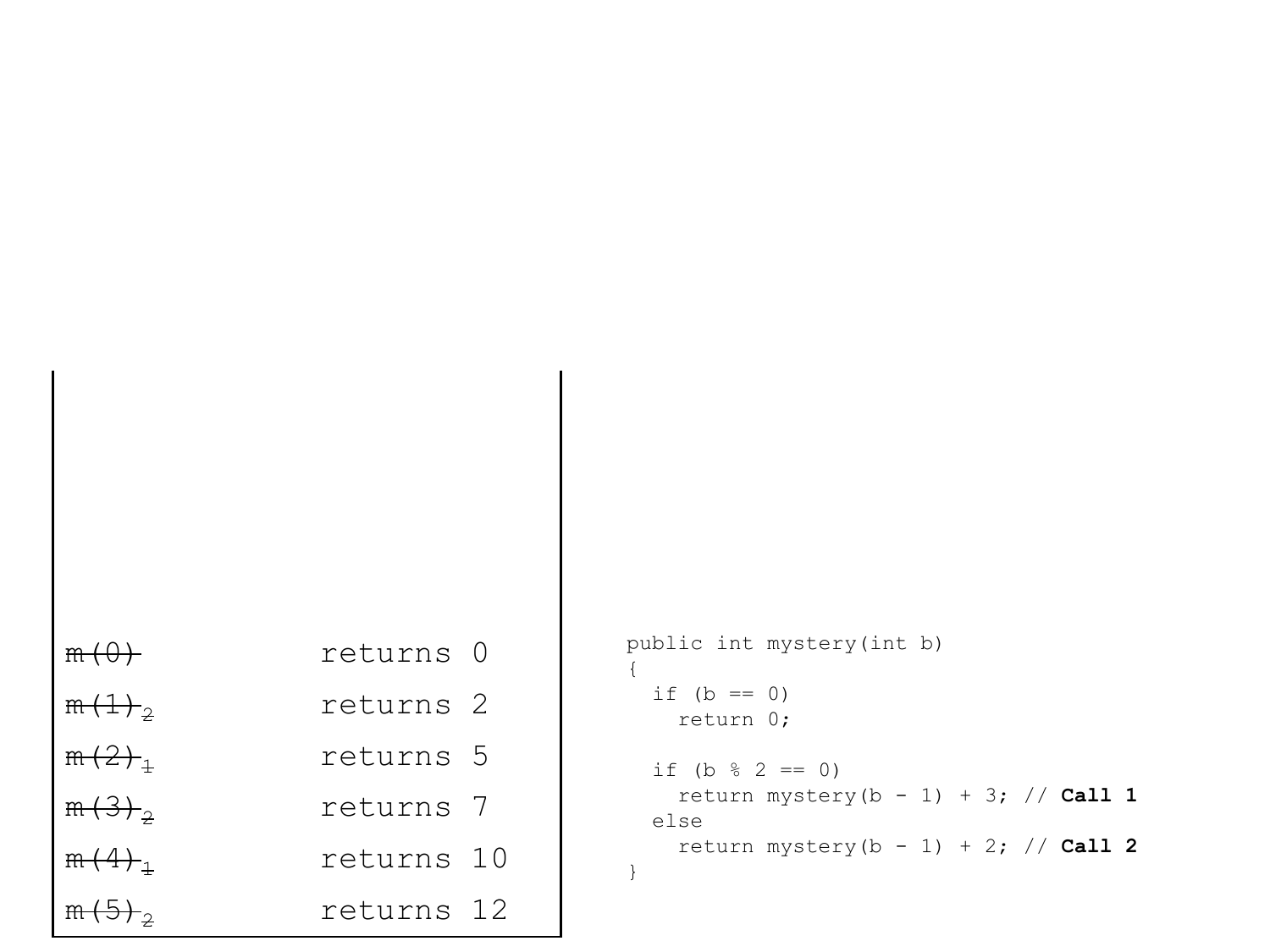| | |
|---|---|
| ~~m(0)~~ | returns 0 |
| ~~m(1)~~ ~~2~~ | returns 2 |
| ~~m(2)~~ ~~1~~ | returns 5 |
| ~~m(3)~~ ~~2~~ | returns 7 |
| ~~m(4)~~ ~~1~~ | returns 10 |
| ~~m(5)~~ ~~2~~ | returns 12 |

```
public int mystery(int b)
{
  if (b == 0)
    return 0;

  if (b % 2 == 0)
    return mystery(b - 1) + 3; // Call 1
  else
    return mystery(b - 1) + 2; // Call 2
}
```